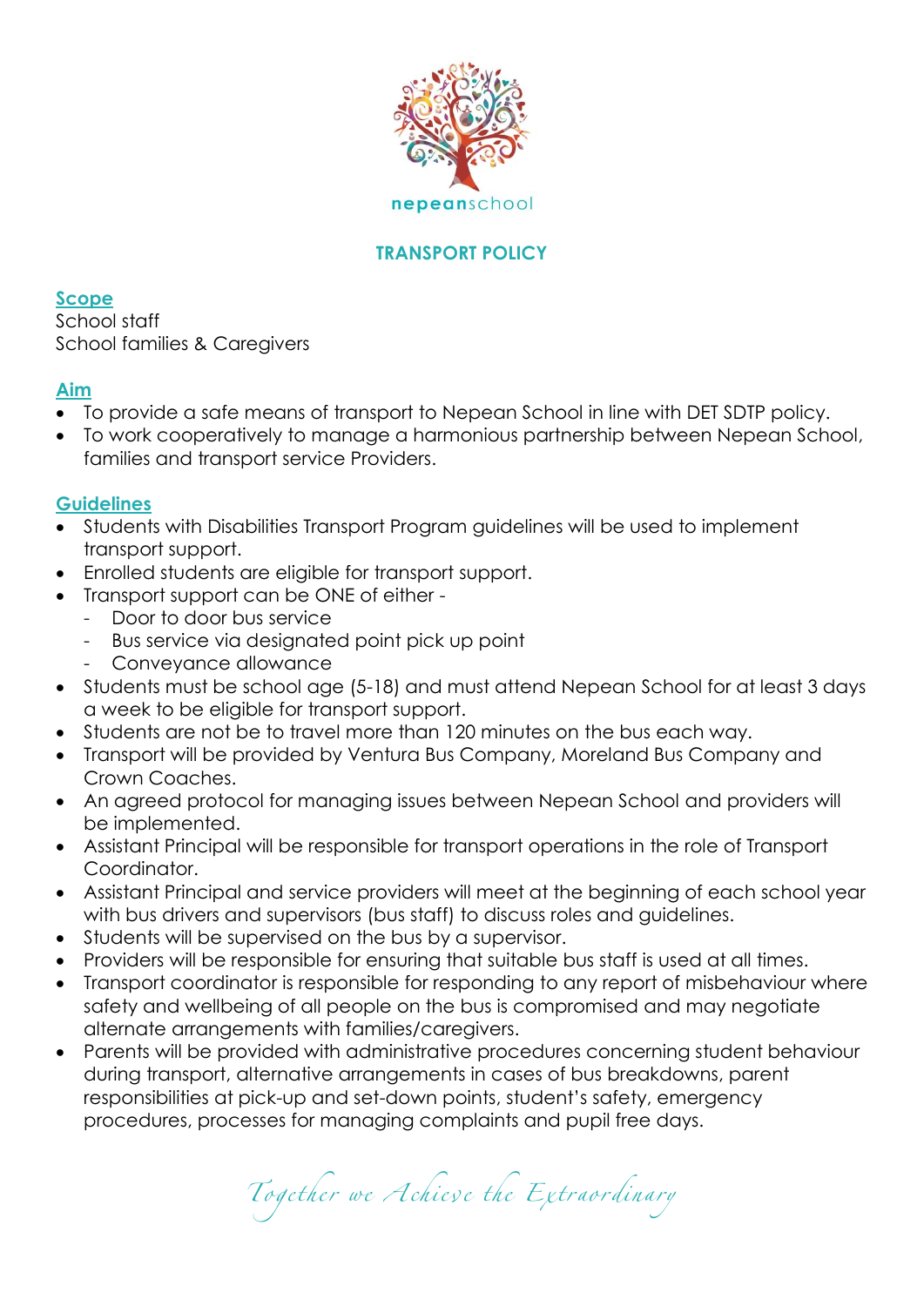nepeanschool

# TRANSPORT POLICY

## Scope

School staff
School families & Caregivers

## Aim

- To provide a safe means of transport to Nepean School in line with DET SDTP policy.
- To work cooperatively to manage a harmonious partnership between Nepean School, families and transport service Providers.

## Guidelines

- Students with Disabilities Transport Program guidelines will be used to implement transport support.
- Enrolled students are eligible for transport support.
- Transport support can be ONE of either -
  - Door to door bus service
  - Bus service via designated point pick up point
  - Conveyance allowance
- Students must be school age (5-18) and must attend Nepean School for at least 3 days a week to be eligible for transport support.
- Students are not be to travel more than 120 minutes on the bus each way.
- Transport will be provided by Ventura Bus Company, Moreland Bus Company and Crown Coaches.
- An agreed protocol for managing issues between Nepean School and providers will be implemented.
- Assistant Principal will be responsible for transport operations in the role of Transport Coordinator.
- Assistant Principal and service providers will meet at the beginning of each school year with bus drivers and supervisors (bus staff) to discuss roles and guidelines.
- Students will be supervised on the bus by a supervisor.
- Providers will be responsible for ensuring that suitable bus staff is used at all times.
- Transport coordinator is responsible for responding to any report of misbehaviour where safety and wellbeing of all people on the bus is compromised and may negotiate alternate arrangements with families/caregivers.
- Parents will be provided with administrative procedures concerning student behaviour during transport, alternative arrangements in cases of bus breakdowns, parent responsibilities at pick-up and set-down points, student's safety, emergency procedures, processes for managing complaints and pupil free days.

*Together we Achieve the Extraordinary*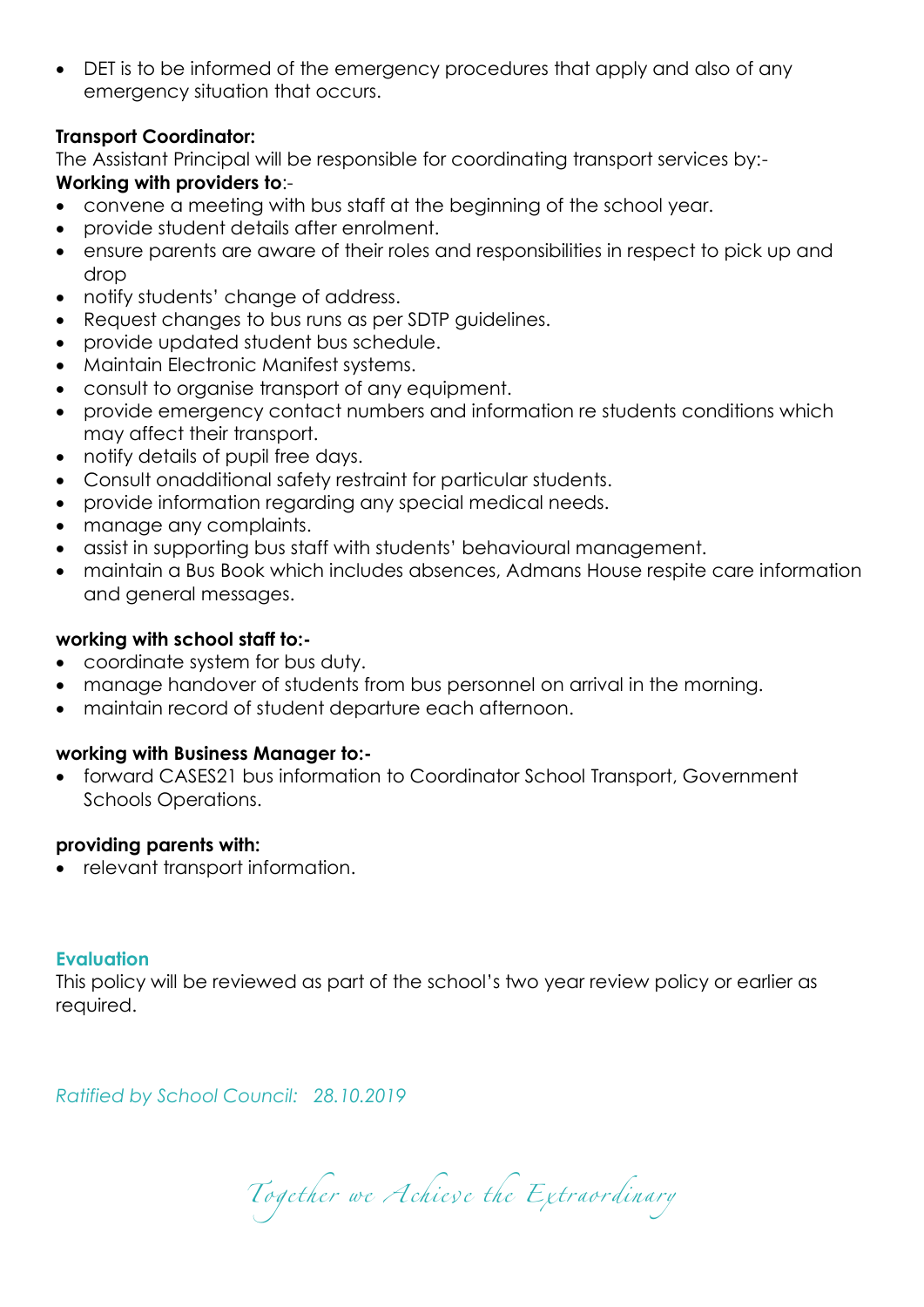- DET is to be informed of the emergency procedures that apply and also of any emergency situation that occurs.

**Transport Coordinator:**
The Assistant Principal will be responsible for coordinating transport services by:-
**Working with providers to**:-

- convene a meeting with bus staff at the beginning of the school year.
- provide student details after enrolment.
- ensure parents are aware of their roles and responsibilities in respect to pick up and drop
- notify students' change of address.
- Request changes to bus runs as per SDTP guidelines.
- provide updated student bus schedule.
- Maintain Electronic Manifest systems.
- consult to organise transport of any equipment.
- provide emergency contact numbers and information re students conditions which may affect their transport.
- notify details of pupil free days.
- Consult onadditional safety restraint for particular students.
- provide information regarding any special medical needs.
- manage any complaints.
- assist in supporting bus staff with students' behavioural management.
- maintain a Bus Book which includes absences, Admans House respite care information and general messages.

**working with school staff to:-**

- coordinate system for bus duty.
- manage handover of students from bus personnel on arrival in the morning.
- maintain record of student departure each afternoon.

**working with Business Manager to:-**

- forward CASES21 bus information to Coordinator School Transport, Government Schools Operations.

**providing parents with:**

- relevant transport information.

## Evaluation

This policy will be reviewed as part of the school's two year review policy or earlier as required.

*Ratified by School Council: 28.10.2019*

*Together we Achieve the Extraordinary*